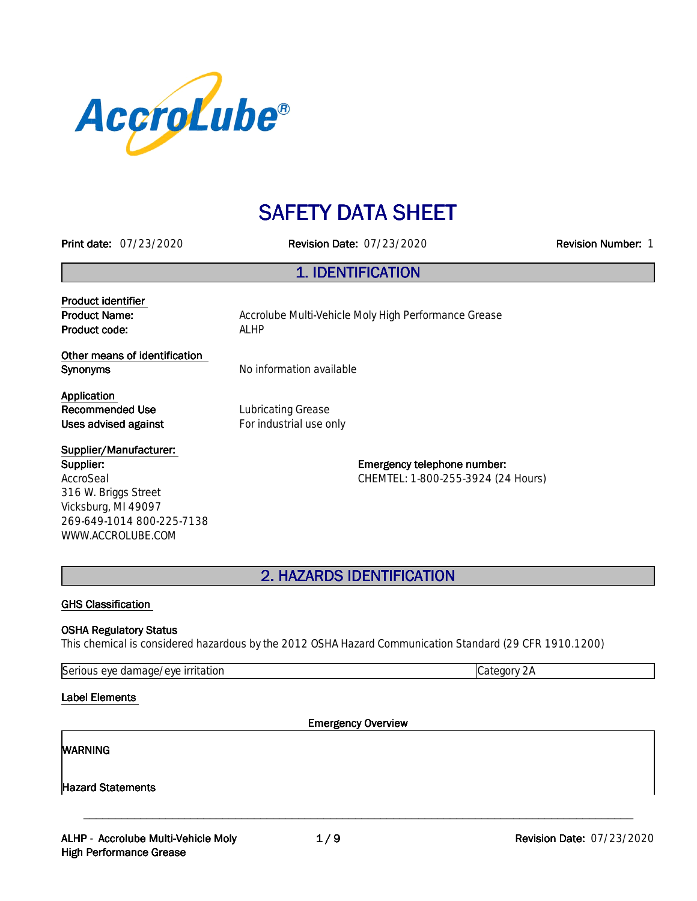AccroLube®

# SAFETY DATA SHEET

**Print date:** 07/23/2020 **Revision Date:** 07/23/2020 **Revision Number:** 1

## 1. IDENTIFICATION

**Product identifier**

| | |
|---|---|
| **Product Name:** | Accrolube Multi-Vehicle Moly High Performance Grease |
| **Product code:** | ALHP |

**Other means of identification**

| | |
|---|---|
| **Synonyms** | No information available |

**Application**

| | |
|---|---|
| **Recommended Use** | Lubricating Grease |
| **Uses advised against** | For industrial use only |

**Supplier/Manufacturer:**

**Supplier:**
AccroSeal
316 W. Briggs Street
Vicksburg, MI 49097
269-649-1014 800-225-7138
WWW.ACCROLUBE.COM

**Emergency telephone number:**
CHEMTEL: 1-800-255-3924 (24 Hours)

## 2. HAZARDS IDENTIFICATION

**GHS Classification**

**OSHA Regulatory Status**
This chemical is considered hazardous by the 2012 OSHA Hazard Communication Standard (29 CFR 1910.1200)

| | |
|---|---|
| Serious eye damage/eye irritation | Category 2A |

**Label Elements**

**Emergency Overview**

**WARNING**

**Hazard Statements**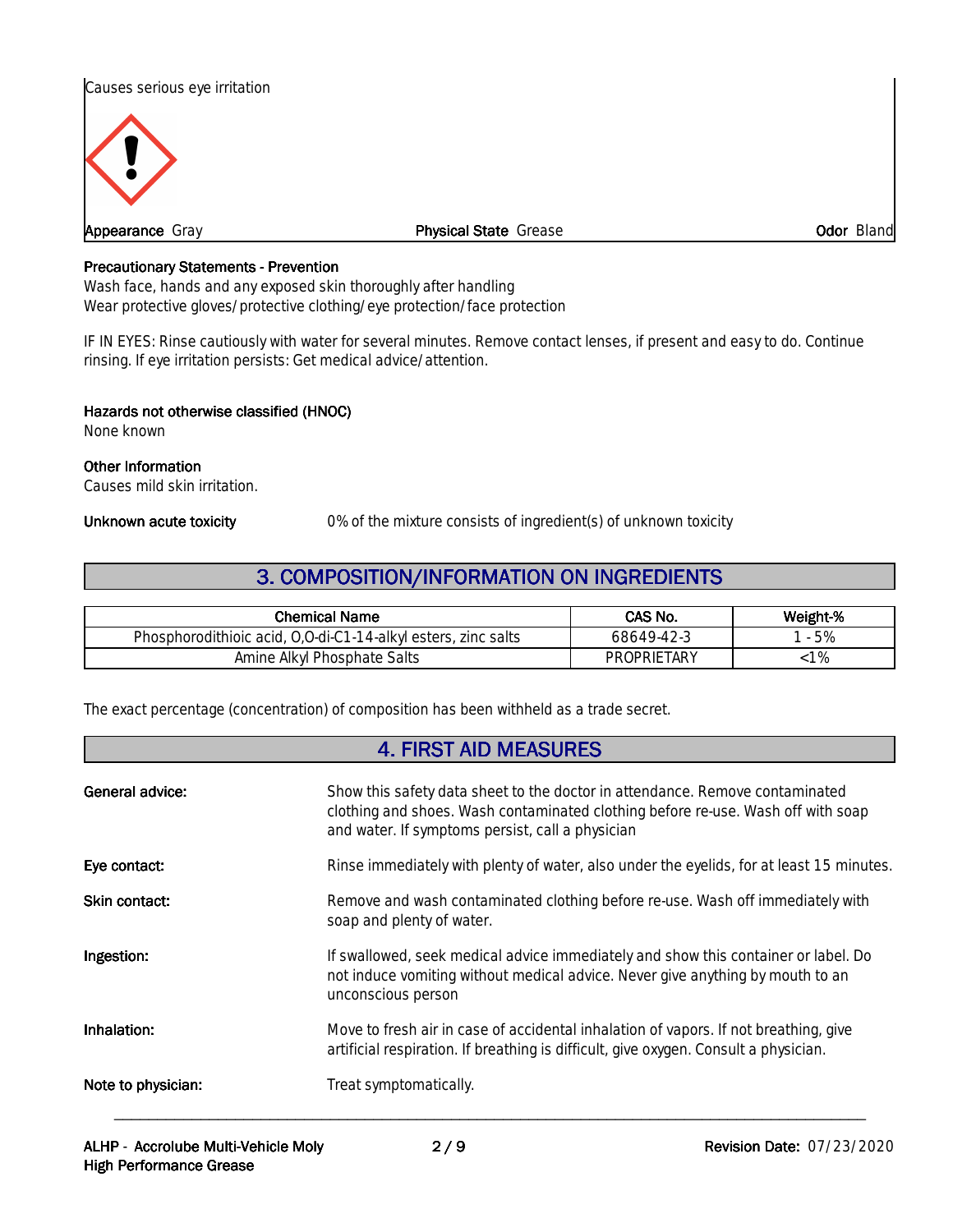Causes serious eye irritation

**Appearance** Gray | **Physical State** Grease | **Odor** Bland

**Precautionary Statements - Prevention**
Wash face, hands and any exposed skin thoroughly after handling
Wear protective gloves/protective clothing/eye protection/face protection

IF IN EYES: Rinse cautiously with water for several minutes. Remove contact lenses, if present and easy to do. Continue rinsing. If eye irritation persists: Get medical advice/attention.

**Hazards not otherwise classified (HNOC)**
None known

**Other Information**
Causes mild skin irritation.

**Unknown acute toxicity** 0% of the mixture consists of ingredient(s) of unknown toxicity

## 3. COMPOSITION/INFORMATION ON INGREDIENTS

| Chemical Name | CAS No. | Weight-% |
|---|---|---|
| Phosphorodithioic acid, O,O-di-C1-14-alkyl esters, zinc salts | 68649-42-3 | 1 - 5% |
| Amine Alkyl Phosphate Salts | PROPRIETARY | <1% |

The exact percentage (concentration) of composition has been withheld as a trade secret.

## 4. FIRST AID MEASURES

**General advice:** Show this safety data sheet to the doctor in attendance. Remove contaminated clothing and shoes. Wash contaminated clothing before re-use. Wash off with soap and water. If symptoms persist, call a physician

**Eye contact:** Rinse immediately with plenty of water, also under the eyelids, for at least 15 minutes.

**Skin contact:** Remove and wash contaminated clothing before re-use. Wash off immediately with soap and plenty of water.

**Ingestion:** If swallowed, seek medical advice immediately and show this container or label. Do not induce vomiting without medical advice. Never give anything by mouth to an unconscious person

**Inhalation:** Move to fresh air in case of accidental inhalation of vapors. If not breathing, give artificial respiration. If breathing is difficult, give oxygen. Consult a physician.

**Note to physician:** Treat symptomatically.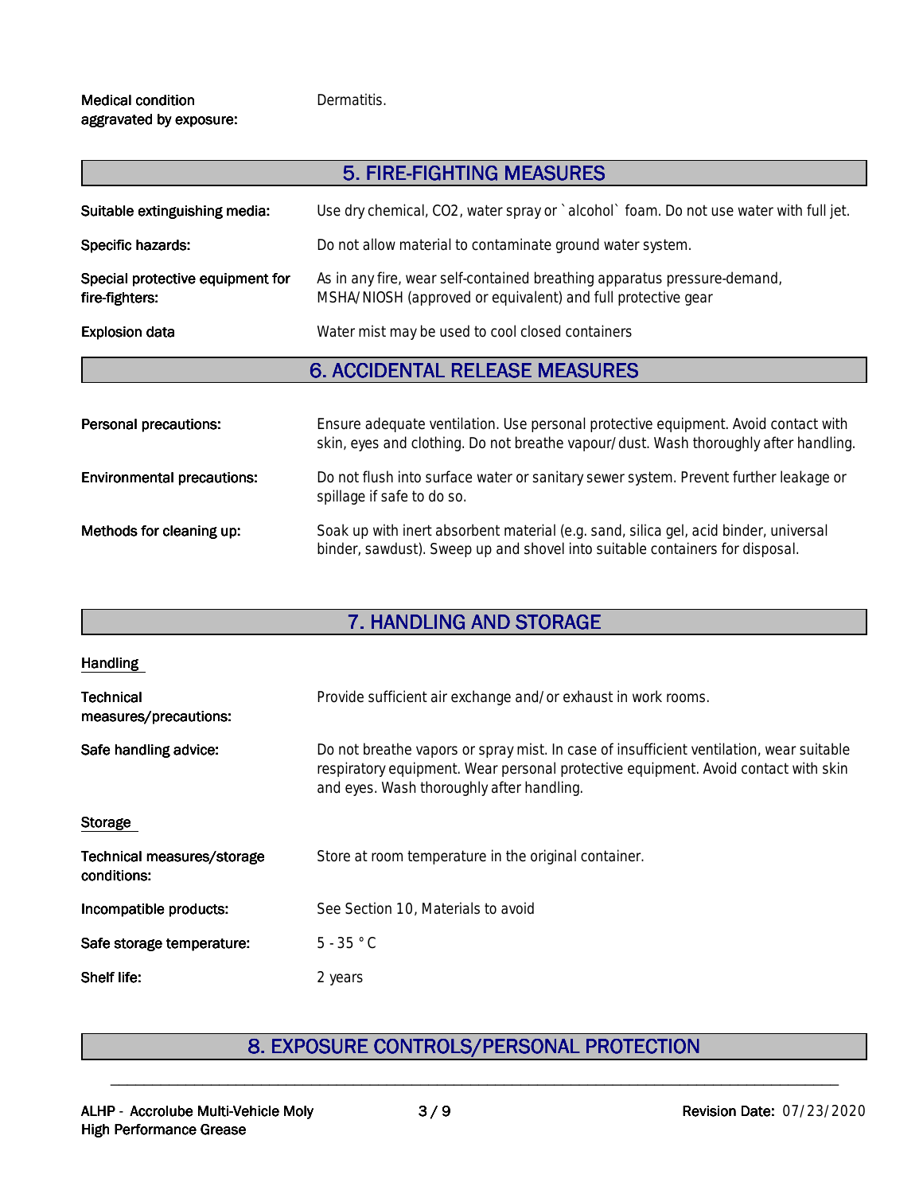| | |
|---|---|
| **Medical condition aggravated by exposure:** | Dermatitis. |

## 5. FIRE-FIGHTING MEASURES

| | |
|---|---|
| **Suitable extinguishing media:** | Use dry chemical, $CO_2$, water spray or `alcohol` foam. Do not use water with full jet. |
| **Specific hazards:** | Do not allow material to contaminate ground water system. |
| **Special protective equipment for fire-fighters:** | As in any fire, wear self-contained breathing apparatus pressure-demand, MSHA/NIOSH (approved or equivalent) and full protective gear |
| **Explosion data** | Water mist may be used to cool closed containers |

## 6. ACCIDENTAL RELEASE MEASURES

| | |
|---|---|
| **Personal precautions:** | Ensure adequate ventilation. Use personal protective equipment. Avoid contact with skin, eyes and clothing. Do not breathe vapour/dust. Wash thoroughly after handling. |
| **Environmental precautions:** | Do not flush into surface water or sanitary sewer system. Prevent further leakage or spillage if safe to do so. |
| **Methods for cleaning up:** | Soak up with inert absorbent material (e.g. sand, silica gel, acid binder, universal binder, sawdust). Sweep up and shovel into suitable containers for disposal. |

## 7. HANDLING AND STORAGE

**Handling**

| | |
|---|---|
| **Technical measures/precautions:** | Provide sufficient air exchange and/or exhaust in work rooms. |
| **Safe handling advice:** | Do not breathe vapors or spray mist. In case of insufficient ventilation, wear suitable respiratory equipment. Wear personal protective equipment. Avoid contact with skin and eyes. Wash thoroughly after handling. |

**Storage**

| | |
|---|---|
| **Technical measures/storage conditions:** | Store at room temperature in the original container. |
| **Incompatible products:** | See Section 10, Materials to avoid |
| **Safe storage temperature:** | 5 - 35 °C |
| **Shelf life:** | 2 years |

## 8. EXPOSURE CONTROLS/PERSONAL PROTECTION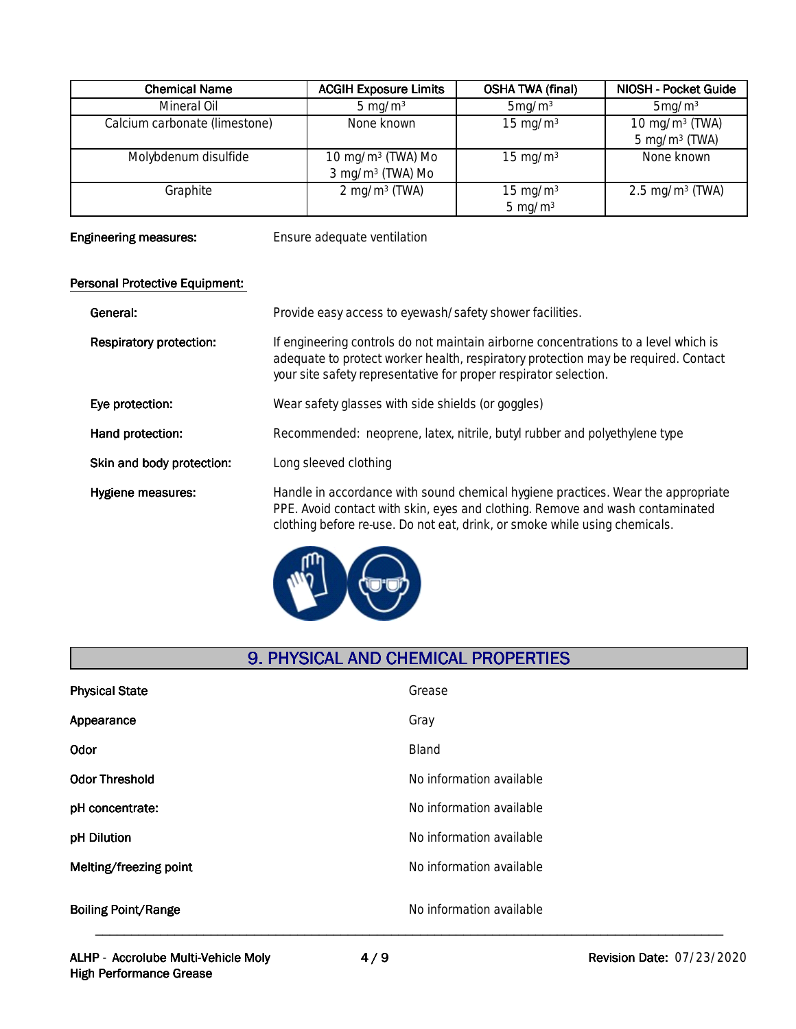| Chemical Name | ACGIH Exposure Limits | OSHA TWA (final) | NIOSH - Pocket Guide |
|---|---|---|---|
| Mineral Oil | 5 mg/m³ | 5mg/m³ | 5mg/m³ |
| Calcium carbonate (limestone) | None known | 15 mg/m³ | 10 mg/m³ (TWA)<br>5 mg/m³ (TWA) |
| Molybdenum disulfide | 10 mg/m³ (TWA) Mo<br>3 mg/m³ (TWA) Mo | 15 mg/m³ | None known |
| Graphite | 2 mg/m³ (TWA) | 15 mg/m³<br>5 mg/m³ | 2.5 mg/m³ (TWA) |

**Engineering measures:** Ensure adequate ventilation

**Personal Protective Equipment:**

**General:** Provide easy access to eyewash/safety shower facilities.

**Respiratory protection:** If engineering controls do not maintain airborne concentrations to a level which is adequate to protect worker health, respiratory protection may be required. Contact your site safety representative for proper respirator selection.

**Eye protection:** Wear safety glasses with side shields (or goggles)

**Hand protection:** Recommended: neoprene, latex, nitrile, butyl rubber and polyethylene type

**Skin and body protection:** Long sleeved clothing

**Hygiene measures:** Handle in accordance with sound chemical hygiene practices. Wear the appropriate PPE. Avoid contact with skin, eyes and clothing. Remove and wash contaminated clothing before re-use. Do not eat, drink, or smoke while using chemicals.

## 9. PHYSICAL AND CHEMICAL PROPERTIES

| | |
|---|---|
| **Physical State** | Grease |
| **Appearance** | Gray |
| **Odor** | Bland |
| **Odor Threshold** | No information available |
| **pH concentrate:** | No information available |
| **pH Dilution** | No information available |
| **Melting/freezing point** | No information available |
| **Boiling Point/Range** | No information available |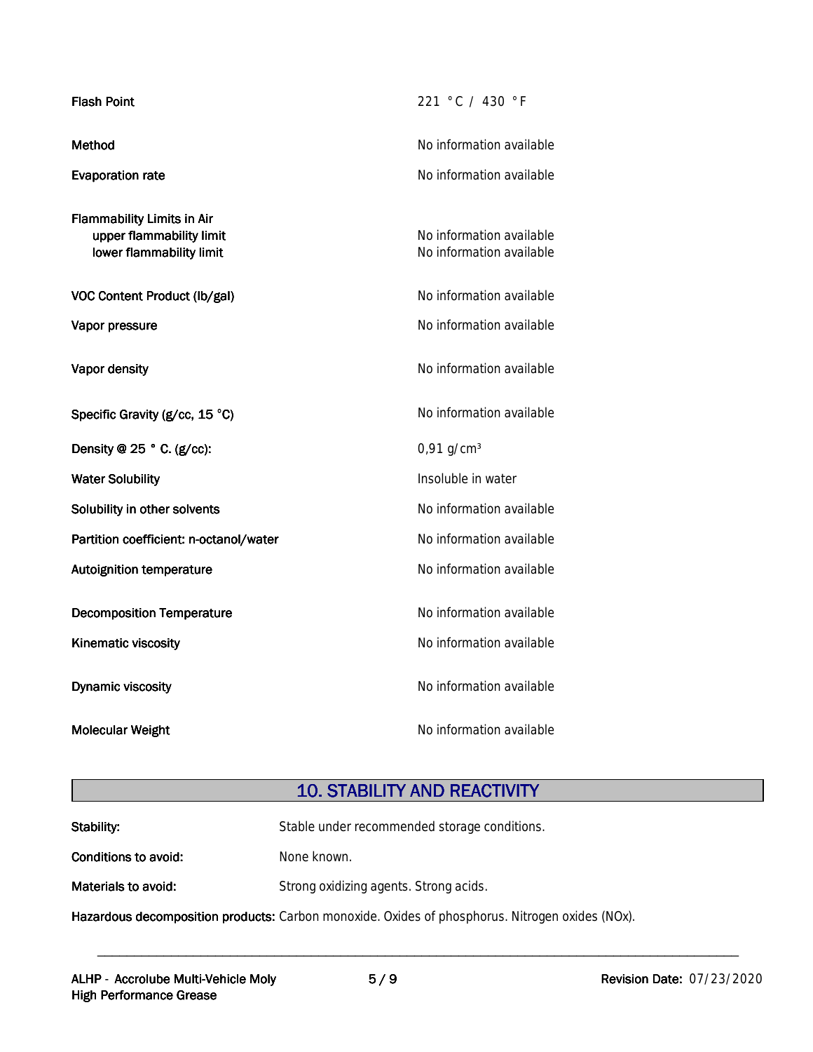| | |
|---|---|
| Flash Point | 221 °C / 430 °F |
| Method | No information available |
| Evaporation rate | No information available |
| Flammability Limits in Air | |
| upper flammability limit | No information available |
| lower flammability limit | No information available |
| VOC Content Product (lb/gal) | No information available |
| Vapor pressure | No information available |
| Vapor density | No information available |
| Specific Gravity (g/cc, 15 °C) | No information available |
| Density @ 25 ° C. (g/cc): | 0,91 g/cm³ |
| Water Solubility | Insoluble in water |
| Solubility in other solvents | No information available |
| Partition coefficient: n-octanol/water | No information available |
| Autoignition temperature | No information available |
| Decomposition Temperature | No information available |
| Kinematic viscosity | No information available |
| Dynamic viscosity | No information available |
| Molecular Weight | No information available |

## 10. STABILITY AND REACTIVITY

**Stability:** Stable under recommended storage conditions.

**Conditions to avoid:** None known.

**Materials to avoid:** Strong oxidizing agents. Strong acids.

**Hazardous decomposition products:** Carbon monoxide. Oxides of phosphorus. Nitrogen oxides (NOx).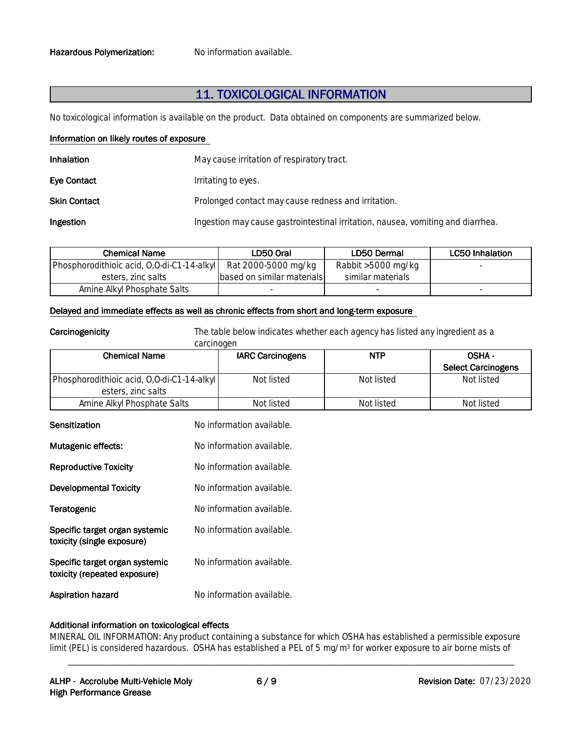**Hazardous Polymerization:** No information available.

## 11. TOXICOLOGICAL INFORMATION

No toxicological information is available on the product. Data obtained on components are summarized below.

### Information on likely routes of exposure

**Inhalation** May cause irritation of respiratory tract.

**Eye Contact** Irritating to eyes.

**Skin Contact** Prolonged contact may cause redness and irritation.

**Ingestion** Ingestion may cause gastrointestinal irritation, nausea, vomiting and diarrhea.

| Chemical Name | LD50 Oral | LD50 Dermal | LC50 Inhalation |
|---|---|---|---|
| Phosphorodithioic acid, O,O-di-C1-14-alkyl esters, zinc salts | Rat 2000-5000 mg/kg based on similar materials | Rabbit >5000 mg/kg similar materials | - |
| Amine Alkyl Phosphate Salts | - | - | - |

### Delayed and immediate effects as well as chronic effects from short and long-term exposure

**Carcinogenicity** The table below indicates whether each agency has listed any ingredient as a carcinogen

| Chemical Name | IARC Carcinogens | NTP | OSHA - Select Carcinogens |
|---|---|---|---|
| Phosphorodithioic acid, O,O-di-C1-14-alkyl esters, zinc salts | Not listed | Not listed | Not listed |
| Amine Alkyl Phosphate Salts | Not listed | Not listed | Not listed |

**Sensitization** No information available.

**Mutagenic effects:** No information available.

**Reproductive Toxicity** No information available.

**Developmental Toxicity** No information available.

**Teratogenic** No information available.

**Specific target organ systemic toxicity (single exposure)** No information available.

**Specific target organ systemic toxicity (repeated exposure)** No information available.

**Aspiration hazard** No information available.

**Additional information on toxicological effects**

MINERAL OIL INFORMATION: Any product containing a substance for which OSHA has established a permissible exposure limit (PEL) is considered hazardous. OSHA has established a PEL of 5 mg/m³ for worker exposure to air borne mists of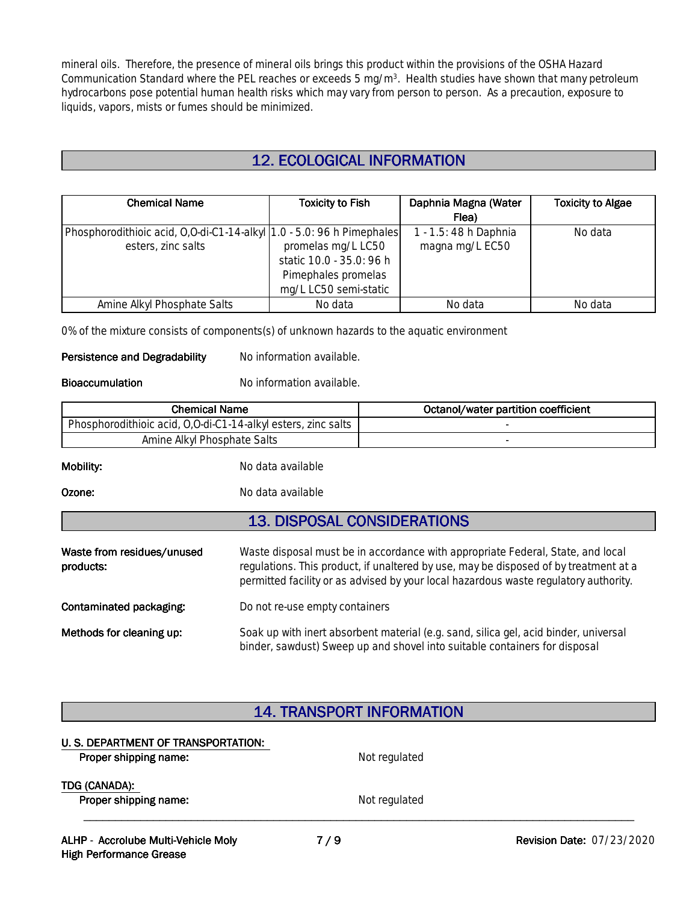mineral oils. Therefore, the presence of mineral oils brings this product within the provisions of the OSHA Hazard Communication Standard where the PEL reaches or exceeds 5 mg/m³. Health studies have shown that many petroleum hydrocarbons pose potential human health risks which may vary from person to person. As a precaution, exposure to liquids, vapors, mists or fumes should be minimized.

## 12. ECOLOGICAL INFORMATION

| Chemical Name | Toxicity to Fish | Daphnia Magna (Water Flea) | Toxicity to Algae |
|---|---|---|---|
| Phosphorodithioic acid, O,O-di-C1-14-alkyl esters, zinc salts | 1.0 - 5.0: 96 h Pimephales promelas mg/L LC50 static 10.0 - 35.0: 96 h Pimephales promelas mg/L LC50 semi-static | 1 - 1.5: 48 h Daphnia magna mg/L EC50 | No data |
| Amine Alkyl Phosphate Salts | No data | No data | No data |

0% of the mixture consists of components(s) of unknown hazards to the aquatic environment

**Persistence and Degradability** No information available.

**Bioaccumulation** No information available.

| Chemical Name | Octanol/water partition coefficient |
|---|---|
| Phosphorodithioic acid, O,O-di-C1-14-alkyl esters, zinc salts | - |
| Amine Alkyl Phosphate Salts | - |

**Mobility:** No data available

**Ozone:** No data available

## 13. DISPOSAL CONSIDERATIONS

**Waste from residues/unused products:** Waste disposal must be in accordance with appropriate Federal, State, and local regulations. This product, if unaltered by use, may be disposed of by treatment at a permitted facility or as advised by your local hazardous waste regulatory authority.

**Contaminated packaging:** Do not re-use empty containers

**Methods for cleaning up:** Soak up with inert absorbent material (e.g. sand, silica gel, acid binder, universal binder, sawdust) Sweep up and shovel into suitable containers for disposal

## 14. TRANSPORT INFORMATION

**U. S. DEPARTMENT OF TRANSPORTATION:**

**Proper shipping name:** Not regulated

**TDG (CANADA):**

**Proper shipping name:** Not regulated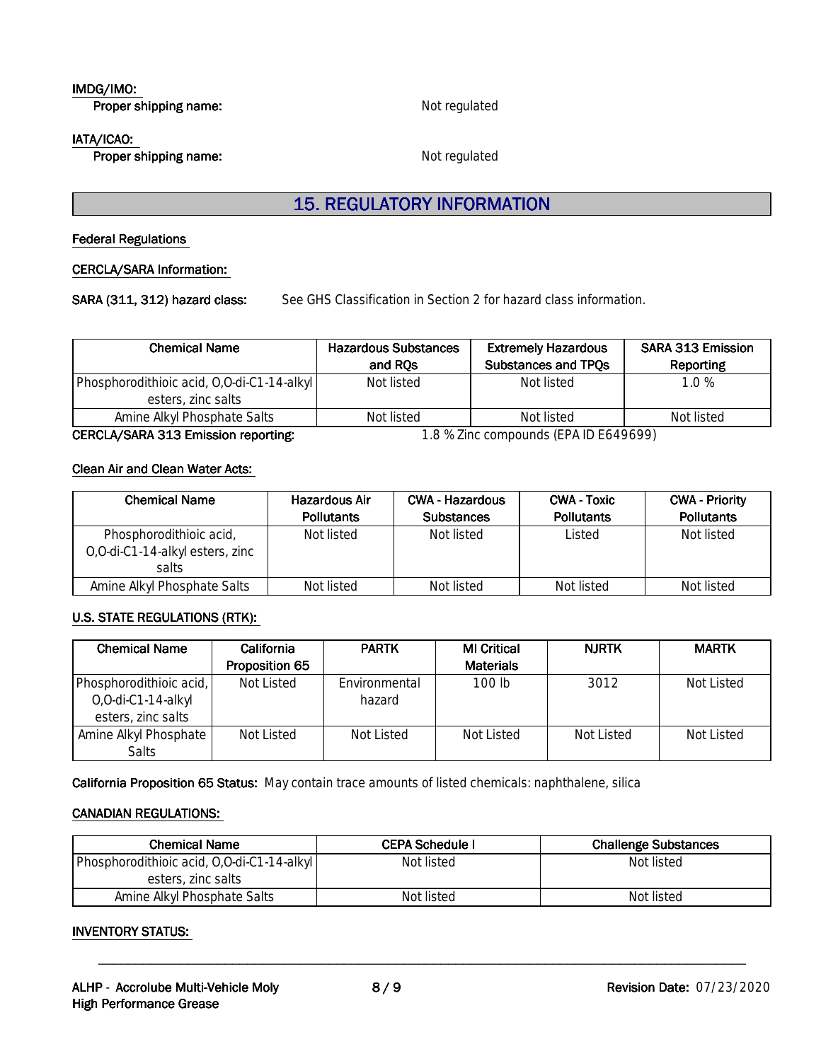**IMDG/IMO:**

**Proper shipping name:** Not regulated

**IATA/ICAO:**

**Proper shipping name:** Not regulated

## 15. REGULATORY INFORMATION

**Federal Regulations**

**CERCLA/SARA Information:**

**SARA (311, 312) hazard class:** See GHS Classification in Section 2 for hazard class information.

| Chemical Name | Hazardous Substances and RQs | Extremely Hazardous Substances and TPQs | SARA 313 Emission Reporting |
|---|---|---|---|
| Phosphorodithioic acid, O,O-di-C1-14-alkyl esters, zinc salts | Not listed | Not listed | 1.0 % |
| Amine Alkyl Phosphate Salts | Not listed | Not listed | Not listed |

**CERCLA/SARA 313 Emission reporting:** 1.8 % Zinc compounds (EPA ID E649699)

**Clean Air and Clean Water Acts:**

| Chemical Name | Hazardous Air Pollutants | CWA - Hazardous Substances | CWA - Toxic Pollutants | CWA - Priority Pollutants |
|---|---|---|---|---|
| Phosphorodithioic acid, O,O-di-C1-14-alkyl esters, zinc salts | Not listed | Not listed | Listed | Not listed |
| Amine Alkyl Phosphate Salts | Not listed | Not listed | Not listed | Not listed |

**U.S. STATE REGULATIONS (RTK):**

| Chemical Name | California Proposition 65 | PARTK | MI Critical Materials | NJRTK | MARTK |
|---|---|---|---|---|---|
| Phosphorodithioic acid, O,O-di-C1-14-alkyl esters, zinc salts | Not Listed | Environmental hazard | 100 lb | 3012 | Not Listed |
| Amine Alkyl Phosphate Salts | Not Listed | Not Listed | Not Listed | Not Listed | Not Listed |

**California Proposition 65 Status:** May contain trace amounts of listed chemicals: naphthalene, silica

**CANADIAN REGULATIONS:**

| Chemical Name | CEPA Schedule I | Challenge Substances |
|---|---|---|
| Phosphorodithioic acid, O,O-di-C1-14-alkyl esters, zinc salts | Not listed | Not listed |
| Amine Alkyl Phosphate Salts | Not listed | Not listed |

**INVENTORY STATUS:**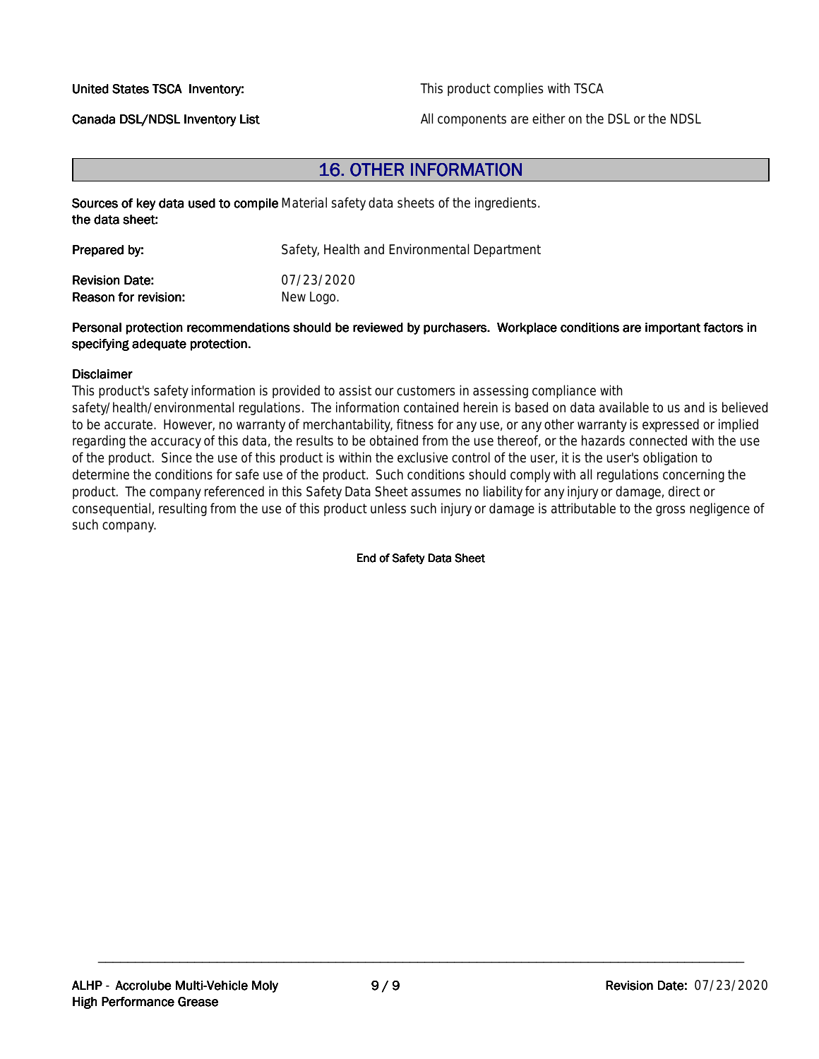**United States TSCA Inventory:** This product complies with TSCA

**Canada DSL/NDSL Inventory List** All components are either on the DSL or the NDSL

## 16. OTHER INFORMATION

**Sources of key data used to compile the data sheet:** Material safety data sheets of the ingredients.

**Prepared by:** Safety, Health and Environmental Department

**Revision Date:** 07/23/2020
**Reason for revision:** New Logo.

**Personal protection recommendations should be reviewed by purchasers. Workplace conditions are important factors in specifying adequate protection.**

**Disclaimer**
This product's safety information is provided to assist our customers in assessing compliance with safety/health/environmental regulations. The information contained herein is based on data available to us and is believed to be accurate. However, no warranty of merchantability, fitness for any use, or any other warranty is expressed or implied regarding the accuracy of this data, the results to be obtained from the use thereof, or the hazards connected with the use of the product. Since the use of this product is within the exclusive control of the user, it is the user's obligation to determine the conditions for safe use of the product. Such conditions should comply with all regulations concerning the product. The company referenced in this Safety Data Sheet assumes no liability for any injury or damage, direct or consequential, resulting from the use of this product unless such injury or damage is attributable to the gross negligence of such company.

**End of Safety Data Sheet**